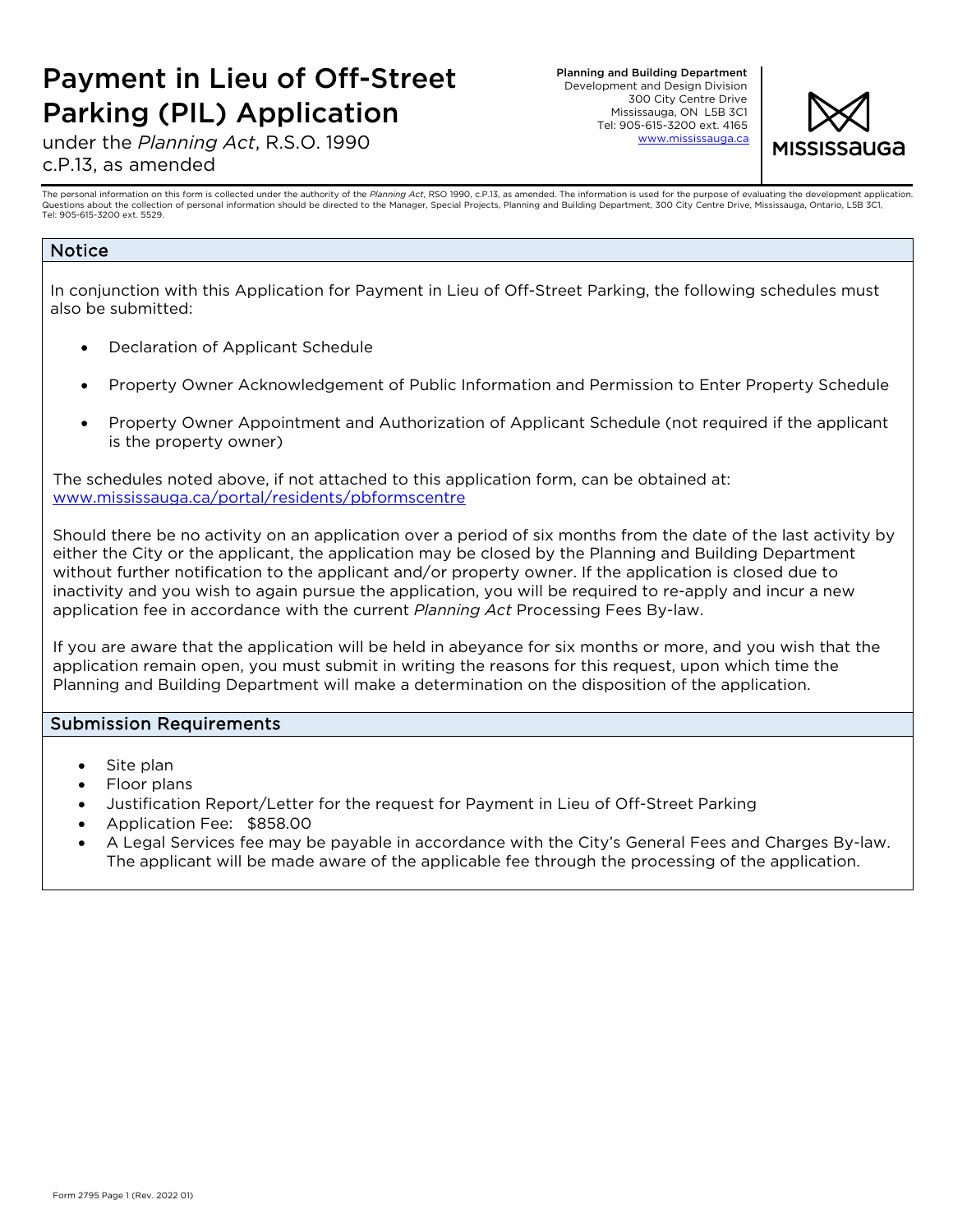# Payment in Lieu of Off-Street Parking (PIL) Application

under the *Planning Act*, R.S.O. 1990 c.P.13, as amended

**Planning and Building Department**
Development and Design Division
300 City Centre Drive
Mississauga, ON L5B 3C1
Tel: 905-615-3200 ext. 4165
www.mississauga.ca

MISSISSAUGA

The personal information on this form is collected under the authority of the *Planning Act*, RSO 1990, c.P.13, as amended. The information is used for the purpose of evaluating the development application. Questions about the collection of personal information should be directed to the Manager, Special Projects, Planning and Building Department, 300 City Centre Drive, Mississauga, Ontario, L5B 3C1, Tel: 905-615-3200 ext. 5529.

## Notice

In conjunction with this Application for Payment in Lieu of Off-Street Parking, the following schedules must also be submitted:

- Declaration of Applicant Schedule
- Property Owner Acknowledgement of Public Information and Permission to Enter Property Schedule
- Property Owner Appointment and Authorization of Applicant Schedule (not required if the applicant is the property owner)

The schedules noted above, if not attached to this application form, can be obtained at: www.mississauga.ca/portal/residents/pbformscentre

Should there be no activity on an application over a period of six months from the date of the last activity by either the City or the applicant, the application may be closed by the Planning and Building Department without further notification to the applicant and/or property owner. If the application is closed due to inactivity and you wish to again pursue the application, you will be required to re-apply and incur a new application fee in accordance with the current *Planning Act* Processing Fees By-law.

If you are aware that the application will be held in abeyance for six months or more, and you wish that the application remain open, you must submit in writing the reasons for this request, upon which time the Planning and Building Department will make a determination on the disposition of the application.

## Submission Requirements

- Site plan
- Floor plans
- Justification Report/Letter for the request for Payment in Lieu of Off-Street Parking
- Application Fee: $858.00
- A Legal Services fee may be payable in accordance with the City's General Fees and Charges By-law. The applicant will be made aware of the applicable fee through the processing of the application.

Form 2795 Page 1 (Rev. 2022 01)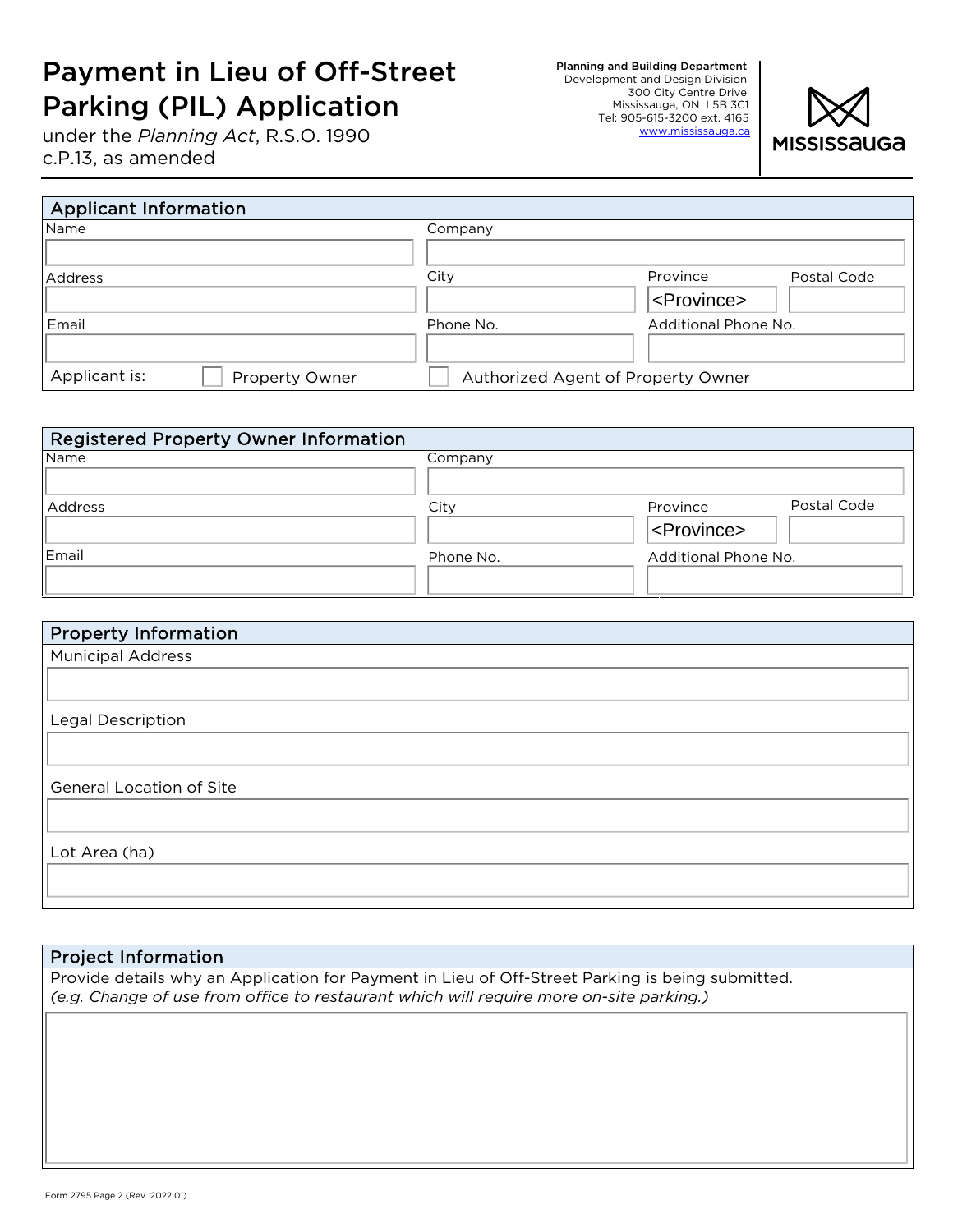# Payment in Lieu of Off-Street Parking (PIL) Application

under the *Planning Act*, R.S.O. 1990 c.P.13, as amended

**Planning and Building Department**
Development and Design Division
300 City Centre Drive
Mississauga, ON L5B 3C1
Tel: 905-615-3200 ext. 4165
www.mississauga.ca

MISSISSAUGA

## Applicant Information

| Name | Company | | |
|---|---|---|---|
| | | | |
| **Address** | **City** | **Province** | **Postal Code** |
| | | <Province> | |
| **Email** | **Phone No.** | **Additional Phone No.** | |
| | | | |

Applicant is: ☐ Property Owner ☐ Authorized Agent of Property Owner

## Registered Property Owner Information

| Name | Company | | |
|---|---|---|---|
| | | | |
| **Address** | **City** | **Province** | **Postal Code** |
| | | <Province> | |
| **Email** | **Phone No.** | **Additional Phone No.** | |
| | | | |

## Property Information

Municipal Address

Legal Description

General Location of Site

Lot Area (ha)

## Project Information

Provide details why an Application for Payment in Lieu of Off-Street Parking is being submitted.
*(e.g. Change of use from office to restaurant which will require more on-site parking.)*

Form 2795 Page 2 (Rev. 2022 01)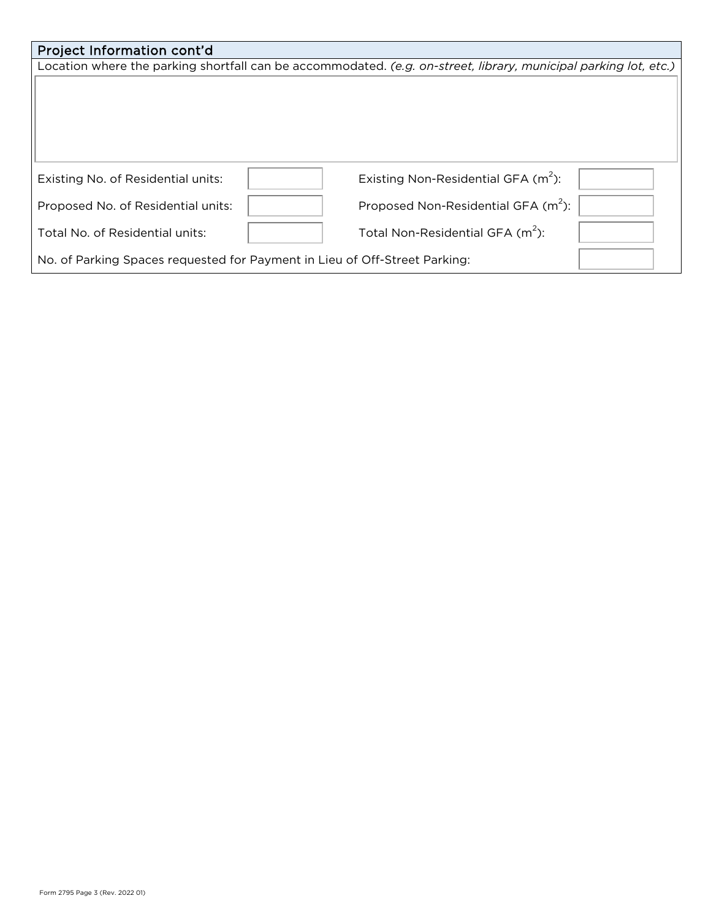## Project Information cont'd

Location where the parking shortfall can be accommodated. *(e.g. on-street, library, municipal parking lot, etc.)*

| | | | |
|---|---|---|---|
| Existing No. of Residential units: | | Existing Non-Residential GFA ($m^2$): | |
| Proposed No. of Residential units: | | Proposed Non-Residential GFA ($m^2$): | |
| Total No. of Residential units: | | Total Non-Residential GFA ($m^2$): | |

No. of Parking Spaces requested for Payment in Lieu of Off-Street Parking:

Form 2795 Page 3 (Rev. 2022 01)